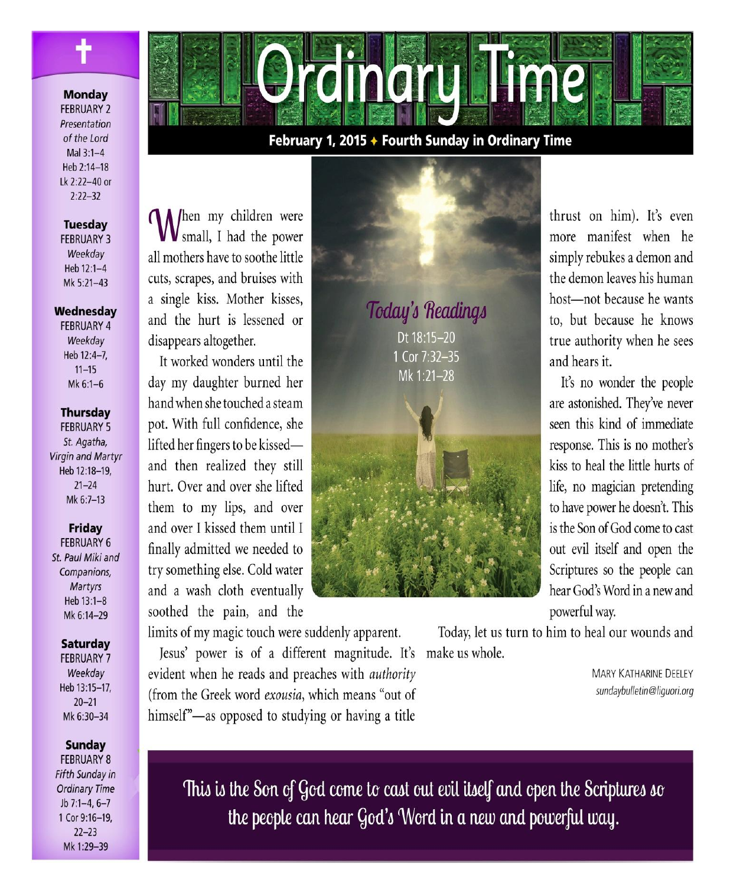# Ordinary Time

**February 1, 2015 ✦ Fourth Sunday in Ordinary Time**

When my children were small, I had the power all mothers have to soothe little cuts, scrapes, and bruises with a single kiss. Mother kisses, and the hurt is lessened or disappears altogether.

It worked wonders until the day my daughter burned her hand when she touched a steam pot. With full confidence, she lifted her fingers to be kissed—and then realized they still hurt. Over and over she lifted them to my lips, and over and over I kissed them until I finally admitted we needed to try something else. Cold water and a wash cloth eventually soothed the pain, and the limits of my magic touch were suddenly apparent.

Jesus' power is of a different magnitude. It's evident when he reads and preaches with *authority* (from the Greek word *exousia*, which means "out of himself"—as opposed to studying or having a title thrust on him). It's even more manifest when he simply rebukes a demon and the demon leaves his human host—not because he wants to, but because he knows true authority when he sees and hears it.

It's no wonder the people are astonished. They've never seen this kind of immediate response. This is no mother's kiss to heal the little hurts of life, no magician pretending to have power he doesn't. This is the Son of God come to cast out evil itself and open the Scriptures so the people can hear God's Word in a new and powerful way.

Today, let us turn to him to heal our wounds and make us whole.

MARY KATHARINE DEELEY
*sundaybulletin@liguori.org*

## Today's Readings

Dt 18:15–20
1 Cor 7:32–35
Mk 1:21–28

**This is the Son of God come to cast out evil itself and open the Scriptures so the people can hear God's Word in a new and powerful way.**

---

**Monday**
FEBRUARY 2
*Presentation of the Lord*
Mal 3:1–4
Heb 2:14–18
Lk 2:22–40 or 2:22–32

**Tuesday**
FEBRUARY 3
*Weekday*
Heb 12:1–4
Mk 5:21–43

**Wednesday**
FEBRUARY 4
*Weekday*
Heb 12:4–7, 11–15
Mk 6:1–6

**Thursday**
FEBRUARY 5
*St. Agatha, Virgin and Martyr*
Heb 12:18–19, 21–24
Mk 6:7–13

**Friday**
FEBRUARY 6
*St. Paul Miki and Companions, Martyrs*
Heb 13:1–8
Mk 6:14–29

**Saturday**
FEBRUARY 7
*Weekday*
Heb 13:15–17, 20–21
Mk 6:30–34

**Sunday**
FEBRUARY 8
*Fifth Sunday in Ordinary Time*
Jb 7:1–4, 6–7
1 Cor 9:16–19, 22–23
Mk 1:29–39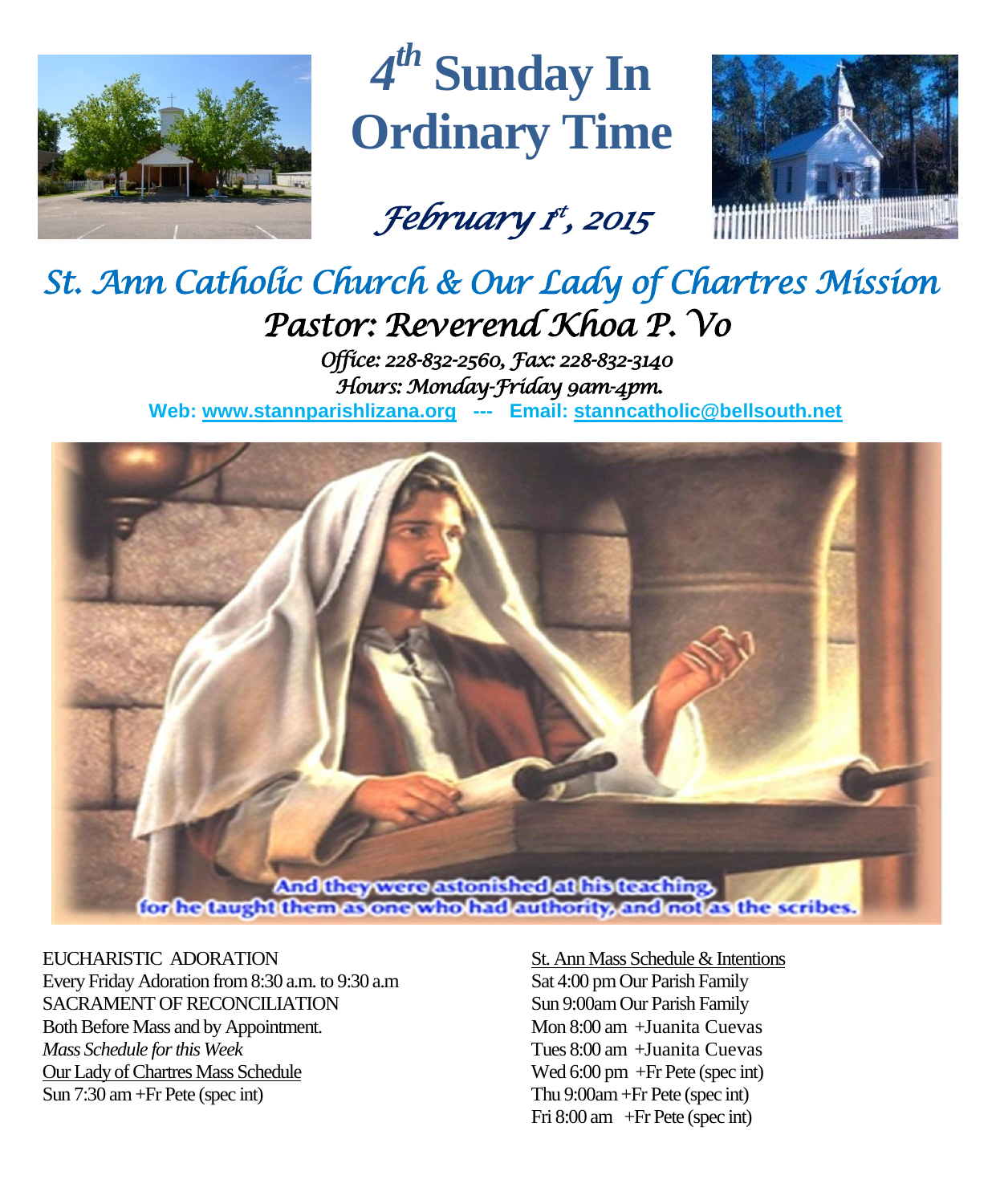# 4th Sunday In Ordinary Time

*February 1st, 2015*

## *St. Ann Catholic Church & Our Lady of Chartres Mission*

### *Pastor: Reverend Khoa P. Vo*

*Office: 228-832-2560, Fax: 228-832-3140*
*Hours: Monday-Friday 9am-4pm.*

**Web: www.stannparishlizana.org --- Email: stanncatholic@bellsouth.net**

And they were astonished at his teaching, for he taught them as one who had authority, and not as the scribes.

EUCHARISTIC ADORATION
Every Friday Adoration from 8:30 a.m. to 9:30 a.m
SACRAMENT OF RECONCILIATION
Both Before Mass and by Appointment.
*Mass Schedule for this Week*
Our Lady of Chartres Mass Schedule
Sun 7:30 am +Fr Pete (spec int)

St. Ann Mass Schedule & Intentions
Sat 4:00 pm Our Parish Family
Sun 9:00am Our Parish Family
Mon 8:00 am +Juanita Cuevas
Tues 8:00 am +Juanita Cuevas
Wed 6:00 pm +Fr Pete (spec int)
Thu 9:00am +Fr Pete (spec int)
Fri 8:00 am +Fr Pete (spec int)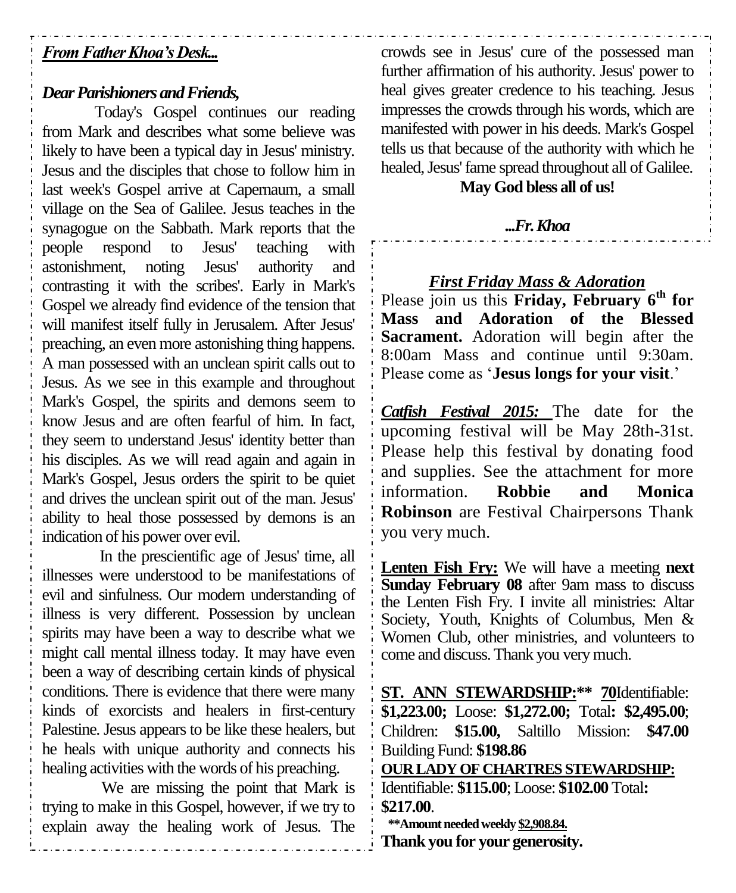***From Father Khoa's Desk...***

***Dear Parishioners and Friends,***

Today's Gospel continues our reading from Mark and describes what some believe was likely to have been a typical day in Jesus' ministry. Jesus and the disciples that chose to follow him in last week's Gospel arrive at Capernaum, a small village on the Sea of Galilee. Jesus teaches in the synagogue on the Sabbath. Mark reports that the people respond to Jesus' teaching with astonishment, noting Jesus' authority and contrasting it with the scribes'. Early in Mark's Gospel we already find evidence of the tension that will manifest itself fully in Jerusalem. After Jesus' preaching, an even more astonishing thing happens. A man possessed with an unclean spirit calls out to Jesus. As we see in this example and throughout Mark's Gospel, the spirits and demons seem to know Jesus and are often fearful of him. In fact, they seem to understand Jesus' identity better than his disciples. As we will read again and again in Mark's Gospel, Jesus orders the spirit to be quiet and drives the unclean spirit out of the man. Jesus' ability to heal those possessed by demons is an indication of his power over evil.

In the prescientific age of Jesus' time, all illnesses were understood to be manifestations of evil and sinfulness. Our modern understanding of illness is very different. Possession by unclean spirits may have been a way to describe what we might call mental illness today. It may have even been a way of describing certain kinds of physical conditions. There is evidence that there were many kinds of exorcists and healers in first-century Palestine. Jesus appears to be like these healers, but he heals with unique authority and connects his healing activities with the words of his preaching.

We are missing the point that Mark is trying to make in this Gospel, however, if we try to explain away the healing work of Jesus. The crowds see in Jesus' cure of the possessed man further affirmation of his authority. Jesus' power to heal gives greater credence to his teaching. Jesus impresses the crowds through his words, which are manifested with power in his deeds. Mark's Gospel tells us that because of the authority with which he healed, Jesus' fame spread throughout all of Galilee.

**May God bless all of us!**

***...Fr. Khoa***

***First Friday Mass & Adoration***

Please join us this **Friday, February 6th for Mass and Adoration of the Blessed Sacrament.** Adoration will begin after the 8:00am Mass and continue until 9:30am. Please come as '**Jesus longs for your visit**.'

***Catfish Festival 2015:*** The date for the upcoming festival will be May 28th-31st. Please help this festival by donating food and supplies. See the attachment for more information. **Robbie and Monica Robinson** are Festival Chairpersons Thank you very much.

**Lenten Fish Fry:** We will have a meeting **next Sunday February 08** after 9am mass to discuss the Lenten Fish Fry. I invite all ministries: Altar Society, Youth, Knights of Columbus, Men & Women Club, other ministries, and volunteers to come and discuss. Thank you very much.

**ST. ANN STEWARDSHIP:\*\* 70**Identifiable: **$1,223.00;** Loose: **$1,272.00;** Total**: $2,495.00**; Children: **$15.00,** Saltillo Mission: **$47.00** Building Fund: **$198.86**

**OUR LADY OF CHARTRES STEWARDSHIP:** Identifiable: **$115.00**; Loose: **$102.00** Total**: $217.00**.

**\*\*Amount needed weekly $2,908.84.**

**Thank you for your generosity.**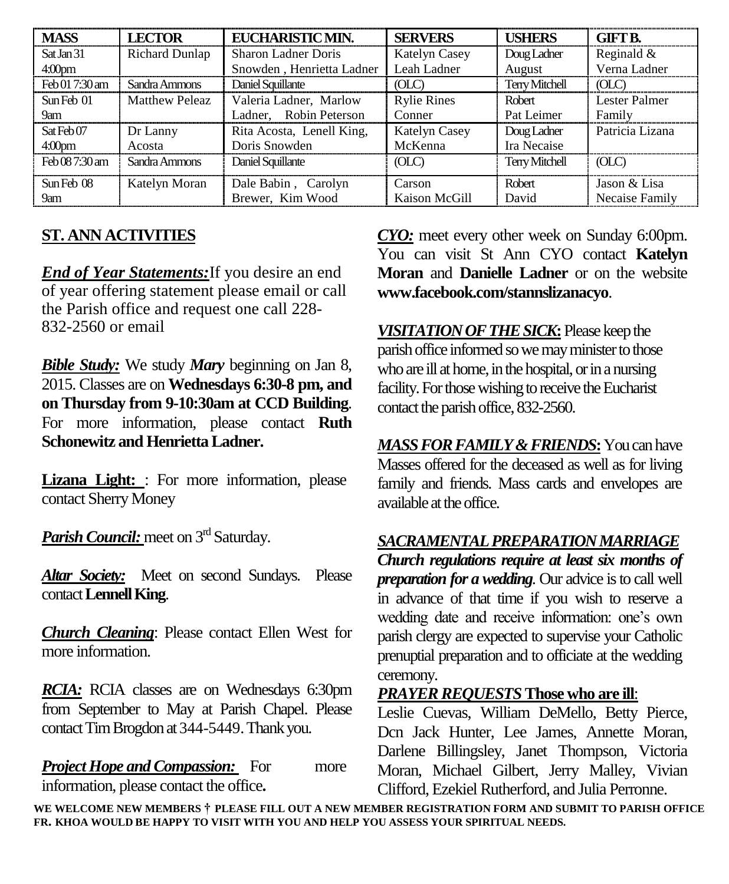| MASS | LECTOR | EUCHARISTIC MIN. | SERVERS | USHERS | GIFT B. |
|---|---|---|---|---|---|
| Sat Jan 31 4:00pm | Richard Dunlap | Sharon Ladner Doris Snowden , Henrietta Ladner | Katelyn Casey Leah Ladner | Doug Ladner August | Reginald & Verna Ladner |
| Feb 01 7:30 am | Sandra Ammons | Daniel Squillante | (OLC) | Terry Mitchell | (OLC) |
| Sun Feb 01 9am | Matthew Peleaz | Valeria Ladner, Marlow Ladner, Robin Peterson | Rylie Rines Conner | Robert Pat Leimer | Lester Palmer Family |
| Sat Feb 07 4:00pm | Dr Lanny Acosta | Rita Acosta, Lenell King, Doris Snowden | Katelyn Casey McKenna | Doug Ladner Ira Necaise | Patricia Lizana |
| Feb 08 7:30 am | Sandra Ammons | Daniel Squillante | (OLC) | Terry Mitchell | (OLC) |
| Sun Feb 08 9am | Katelyn Moran | Dale Babin , Carolyn Brewer, Kim Wood | Carson Kaison McGill | Robert David | Jason & Lisa Necaise Family |

## ST. ANN ACTIVITIES

***End of Year Statements:*** If you desire an end of year offering statement please email or call the Parish office and request one call 228-832-2560 or email

***Bible Study:*** We study ***Mary*** beginning on Jan 8, 2015. Classes are on **Wednesdays 6:30-8 pm, and on Thursday from 9-10:30am at CCD Building**. For more information, please contact **Ruth Schonewitz and Henrietta Ladner.**

**Lizana Light:** : For more information, please contact Sherry Money

***Parish Council:*** meet on 3rd Saturday.

***Altar Society:*** Meet on second Sundays. Please contact **Lennell King**.

***Church Cleaning***: Please contact Ellen West for more information.

***RCIA:*** RCIA classes are on Wednesdays 6:30pm from September to May at Parish Chapel. Please contact Tim Brogdon at 344-5449. Thank you.

***Project Hope and Compassion:*** For more information, please contact the office**.**

***CYO:*** meet every other week on Sunday 6:00pm. You can visit St Ann CYO contact **Katelyn Moran** and **Danielle Ladner** or on the website **www.facebook.com/stannslizanacyo**.

***VISITATION OF THE SICK*:** Please keep the parish office informed so we may minister to those who are ill at home, in the hospital, or in a nursing facility. For those wishing to receive the Eucharist contact the parish office, 832-2560.

***MASS FOR FAMILY & FRIENDS*:** You can have Masses offered for the deceased as well as for living family and friends. Mass cards and envelopes are available at the office.

***SACRAMENTAL PREPARATION MARRIAGE***

***Church regulations require at least six months of preparation for a wedding***. Our advice is to call well in advance of that time if you wish to reserve a wedding date and receive information: one's own parish clergy are expected to supervise your Catholic prenuptial preparation and to officiate at the wedding ceremony.

***PRAYER REQUESTS* Those who are ill**:
Leslie Cuevas, William DeMello, Betty Pierce, Dcn Jack Hunter, Lee James, Annette Moran, Darlene Billingsley, Janet Thompson, Victoria Moran, Michael Gilbert, Jerry Malley, Vivian Clifford, Ezekiel Rutherford, and Julia Perronne.

**WE WELCOME NEW MEMBERS † PLEASE FILL OUT A NEW MEMBER REGISTRATION FORM AND SUBMIT TO PARISH OFFICE FR. KHOA WOULD BE HAPPY TO VISIT WITH YOU AND HELP YOU ASSESS YOUR SPIRITUAL NEEDS.**